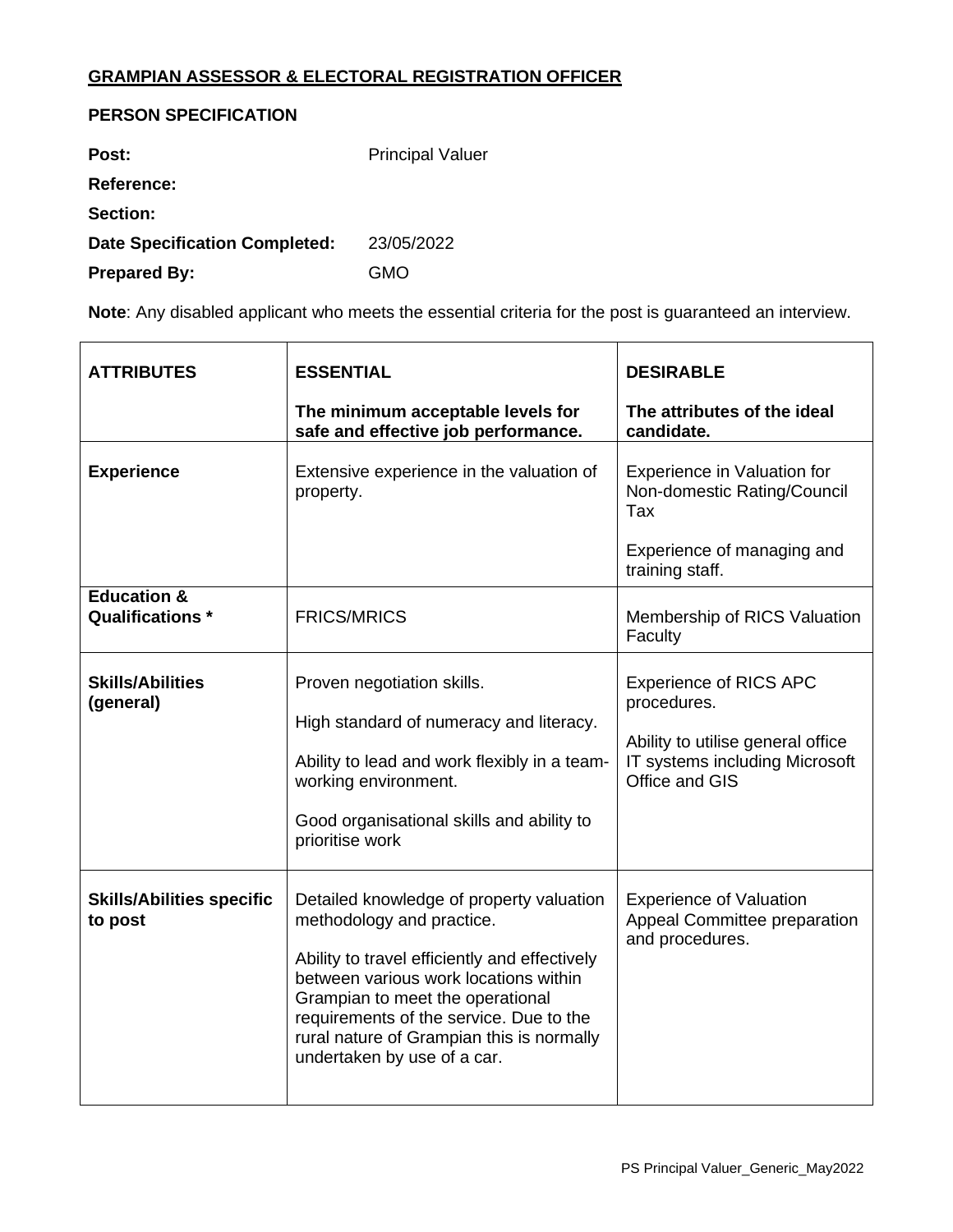**GRAMPIAN ASSESSOR & ELECTORAL REGISTRATION OFFICER**

**PERSON SPECIFICATION**

| | |
|---|---|
| **Post:** | Principal Valuer |
| **Reference:** | |
| **Section:** | |
| **Date Specification Completed:** | 23/05/2022 |
| **Prepared By:** | GMO |

**Note**: Any disabled applicant who meets the essential criteria for the post is guaranteed an interview.

| **ATTRIBUTES** | **ESSENTIAL**<br><br>**The minimum acceptable levels for safe and effective job performance.** | **DESIRABLE**<br><br>**The attributes of the ideal candidate.** |
|---|---|---|
| **Experience** | Extensive experience in the valuation of property. | Experience in Valuation for Non-domestic Rating/Council Tax<br><br>Experience of managing and training staff. |
| **Education & Qualifications *** | FRICS/MRICS | Membership of RICS Valuation Faculty |
| **Skills/Abilities (general)** | Proven negotiation skills.<br><br>High standard of numeracy and literacy.<br><br>Ability to lead and work flexibly in a team-working environment.<br><br>Good organisational skills and ability to prioritise work | Experience of RICS APC procedures.<br><br>Ability to utilise general office IT systems including Microsoft Office and GIS |
| **Skills/Abilities specific to post** | Detailed knowledge of property valuation methodology and practice.<br><br>Ability to travel efficiently and effectively between various work locations within Grampian to meet the operational requirements of the service. Due to the rural nature of Grampian this is normally undertaken by use of a car. | Experience of Valuation Appeal Committee preparation and procedures. |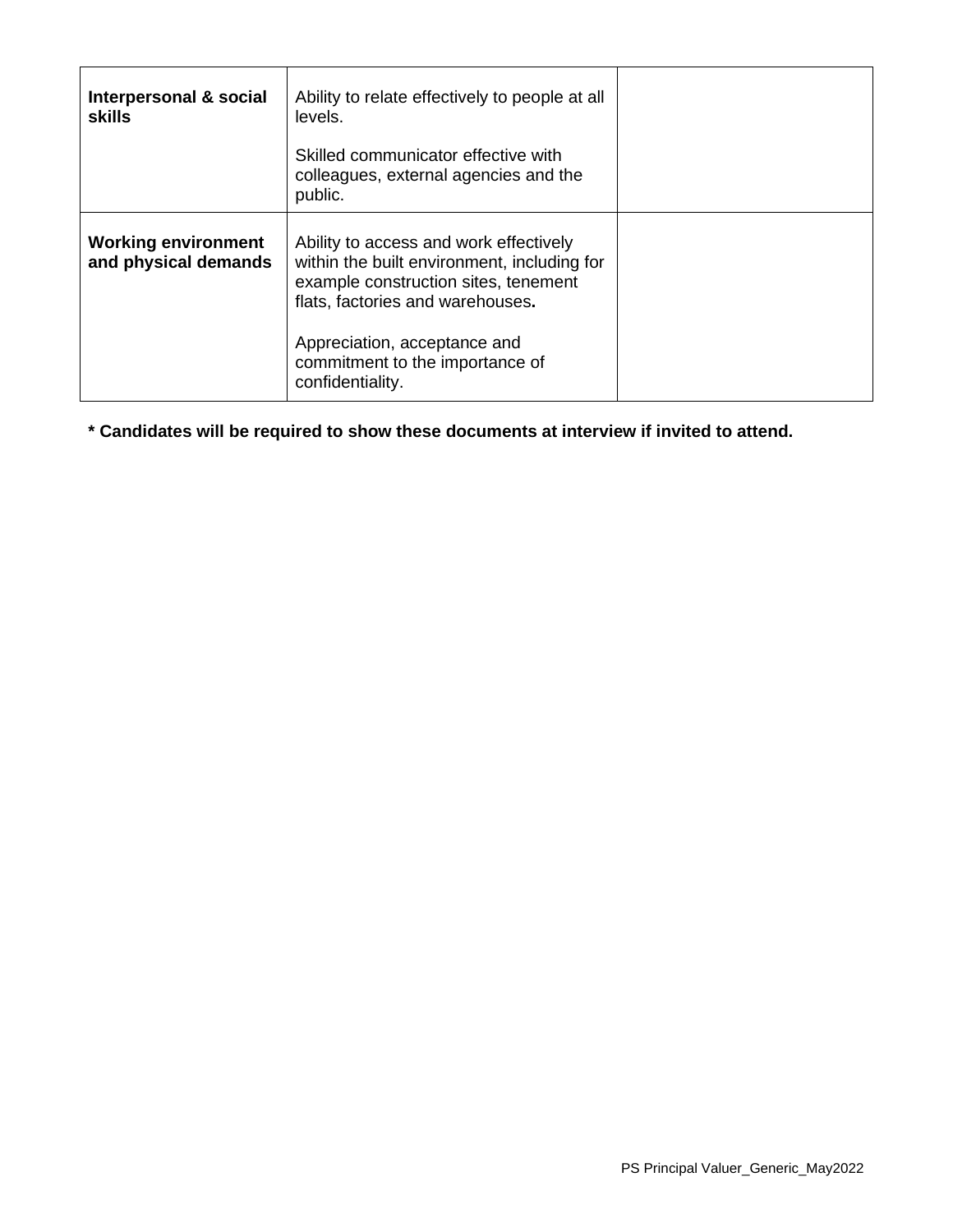| | | |
|---|---|---|
| **Interpersonal & social skills** | Ability to relate effectively to people at all levels.<br><br>Skilled communicator effective with colleagues, external agencies and the public. | |
| **Working environment and physical demands** | Ability to access and work effectively within the built environment, including for example construction sites, tenement flats, factories and warehouses**.**<br><br>Appreciation, acceptance and commitment to the importance of confidentiality. | |

**\* Candidates will be required to show these documents at interview if invited to attend.**